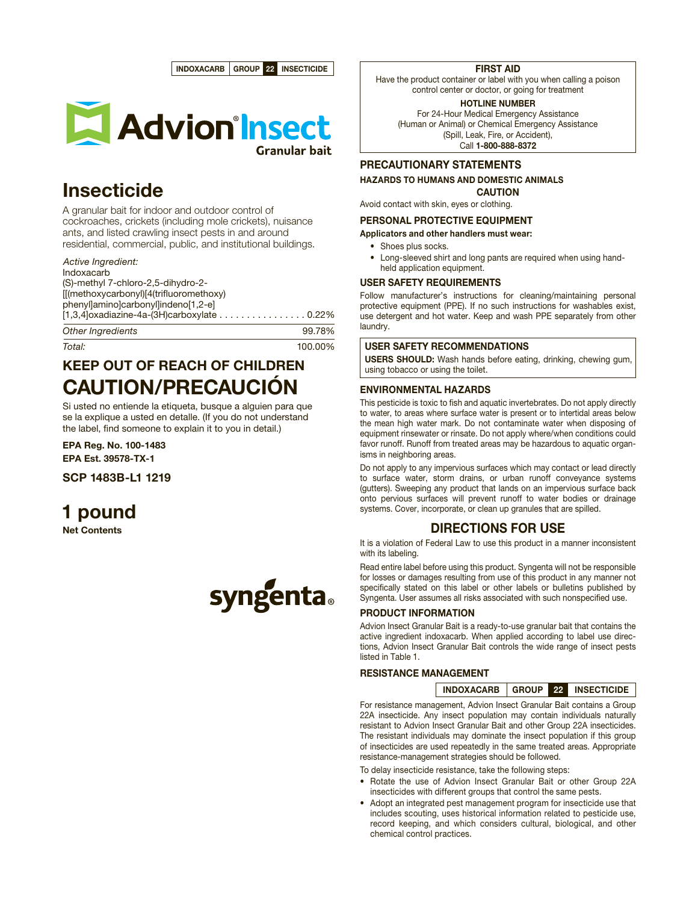INDOXACARB | GROUP 22 | INSECTICIDE

# Advion® Insect
## Granular bait

# Insecticide

A granular bait for indoor and outdoor control of cockroaches, crickets (including mole crickets), nuisance ants, and listed crawling insect pests in and around residential, commercial, public, and institutional buildings.

| *Active Ingredient:* | |
|---|---|
| Indoxacarb<br>(S)-methyl 7-chloro-2,5-dihydro-2-[[(methoxycarbonyl)[4(trifluoromethoxy)phenyl]amino]carbonyl]indeno[1,2-e][1,3,4]oxadiazine-4a-(3H)carboxylate | 0.22% |
| *Other Ingredients* | 99.78% |
| *Total:* | 100.00% |

## KEEP OUT OF REACH OF CHILDREN
# CAUTION/PRECAUCIÓN

Si usted no entiende la etiqueta, busque a alguien para que se la explique a usted en detalle. (If you do not understand the label, find someone to explain it to you in detail.)

**EPA Reg. No. 100-1483**
**EPA Est. 39578-TX-1**

**SCP 1483B-L1 1219**

# 1 pound
**Net Contents**

syngenta

### FIRST AID

Have the product container or label with you when calling a poison control center or doctor, or going for treatment

**HOTLINE NUMBER**
For 24-Hour Medical Emergency Assistance (Human or Animal) or Chemical Emergency Assistance (Spill, Leak, Fire, or Accident),
Call **1-800-888-8372**

## PRECAUTIONARY STATEMENTS

### HAZARDS TO HUMANS AND DOMESTIC ANIMALS

**CAUTION**

Avoid contact with skin, eyes or clothing.

### PERSONAL PROTECTIVE EQUIPMENT

**Applicators and other handlers must wear:**

- Shoes plus socks.
- Long-sleeved shirt and long pants are required when using hand-held application equipment.

### USER SAFETY REQUIREMENTS

Follow manufacturer's instructions for cleaning/maintaining personal protective equipment (PPE). If no such instructions for washables exist, use detergent and hot water. Keep and wash PPE separately from other laundry.

### USER SAFETY RECOMMENDATIONS

**USERS SHOULD:** Wash hands before eating, drinking, chewing gum, using tobacco or using the toilet.

### ENVIRONMENTAL HAZARDS

This pesticide is toxic to fish and aquatic invertebrates. Do not apply directly to water, to areas where surface water is present or to intertidal areas below the mean high water mark. Do not contaminate water when disposing of equipment rinsewater or rinsate. Do not apply where/when conditions could favor runoff. Runoff from treated areas may be hazardous to aquatic organisms in neighboring areas.

Do not apply to any impervious surfaces which may contact or lead directly to surface water, storm drains, or urban runoff conveyance systems (gutters). Sweeping any product that lands on an impervious surface back onto pervious surfaces will prevent runoff to water bodies or drainage systems. Cover, incorporate, or clean up granules that are spilled.

## DIRECTIONS FOR USE

It is a violation of Federal Law to use this product in a manner inconsistent with its labeling.

Read entire label before using this product. Syngenta will not be responsible for losses or damages resulting from use of this product in any manner not specifically stated on this label or other labels or bulletins published by Syngenta. User assumes all risks associated with such nonspecified use.

### PRODUCT INFORMATION

Advion Insect Granular Bait is a ready-to-use granular bait that contains the active ingredient indoxacarb. When applied according to label use directions, Advion Insect Granular Bait controls the wide range of insect pests listed in Table 1.

### RESISTANCE MANAGEMENT

INDOXACARB | GROUP 22 | INSECTICIDE

For resistance management, Advion Insect Granular Bait contains a Group 22A insecticide. Any insect population may contain individuals naturally resistant to Advion Insect Granular Bait and other Group 22A insecticides. The resistant individuals may dominate the insect population if this group of insecticides are used repeatedly in the same treated areas. Appropriate resistance-management strategies should be followed.

To delay insecticide resistance, take the following steps:

- Rotate the use of Advion Insect Granular Bait or other Group 22A insecticides with different groups that control the same pests.
- Adopt an integrated pest management program for insecticide use that includes scouting, uses historical information related to pesticide use, record keeping, and which considers cultural, biological, and other chemical control practices.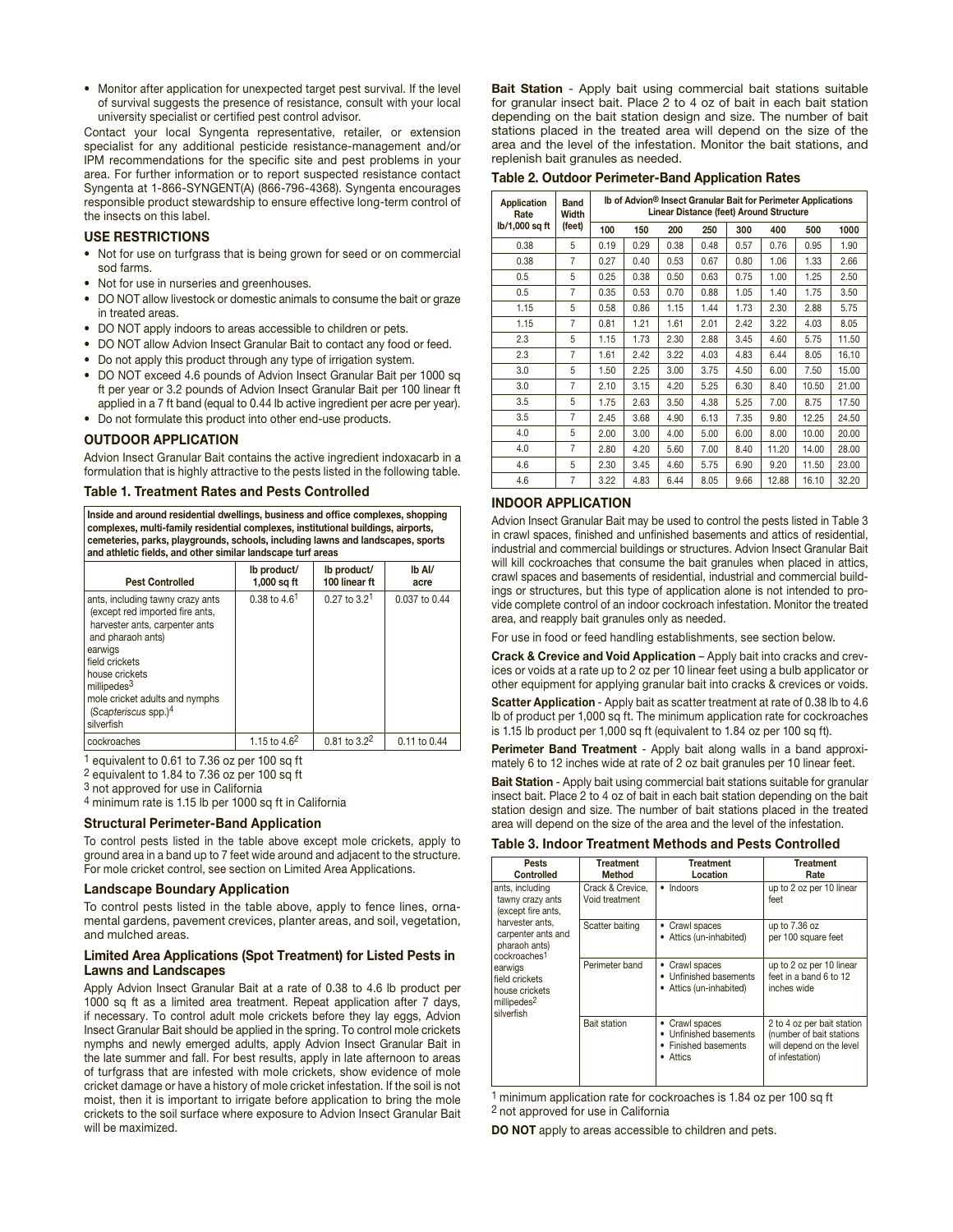- Monitor after application for unexpected target pest survival. If the level of survival suggests the presence of resistance, consult with your local university specialist or certified pest control advisor.

Contact your local Syngenta representative, retailer, or extension specialist for any additional pesticide resistance-management and/or IPM recommendations for the specific site and pest problems in your area. For further information or to report suspected resistance contact Syngenta at 1-866-SYNGENT(A) (866-796-4368). Syngenta encourages responsible product stewardship to ensure effective long-term control of the insects on this label.

## USE RESTRICTIONS

- Not for use on turfgrass that is being grown for seed or on commercial sod farms.
- Not for use in nurseries and greenhouses.
- DO NOT allow livestock or domestic animals to consume the bait or graze in treated areas.
- DO NOT apply indoors to areas accessible to children or pets.
- DO NOT allow Advion Insect Granular Bait to contact any food or feed.
- Do not apply this product through any type of irrigation system.
- DO NOT exceed 4.6 pounds of Advion Insect Granular Bait per 1000 sq ft per year or 3.2 pounds of Advion Insect Granular Bait per 100 linear ft applied in a 7 ft band (equal to 0.44 lb active ingredient per acre per year).
- Do not formulate this product into other end-use products.

## OUTDOOR APPLICATION

Advion Insect Granular Bait contains the active ingredient indoxacarb in a formulation that is highly attractive to the pests listed in the following table.

### Table 1. Treatment Rates and Pests Controlled

| Inside and around residential dwellings, business and office complexes, shopping complexes, multi-family residential complexes, institutional buildings, airports, cemeteries, parks, playgrounds, schools, including lawns and landscapes, sports and athletic fields, and other similar landscape turf areas | | | |
|---|---|---|---|
| **Pest Controlled** | **lb product/ 1,000 sq ft** | **lb product/ 100 linear ft** | **lb AI/ acre** |
| ants, including tawny crazy ants (except red imported fire ants, harvester ants, carpenter ants and pharaoh ants)<br>earwigs<br>field crickets<br>house crickets<br>millipedes[3]<br>mole cricket adults and nymphs (*Scapteriscus* spp.)[4]<br>silverfish | 0.38 to 4.6[1] | 0.27 to 3.2[1] | 0.037 to 0.44 |
| cockroaches | 1.15 to 4.6[2] | 0.81 to 3.2[2] | 0.11 to 0.44 |

[1] equivalent to 0.61 to 7.36 oz per 100 sq ft
[2] equivalent to 1.84 to 7.36 oz per 100 sq ft
[3] not approved for use in California
[4] minimum rate is 1.15 lb per 1000 sq ft in California

### Structural Perimeter-Band Application

To control pests listed in the table above except mole crickets, apply to ground area in a band up to 7 feet wide around and adjacent to the structure. For mole cricket control, see section on Limited Area Applications.

### Landscape Boundary Application

To control pests listed in the table above, apply to fence lines, ornamental gardens, pavement crevices, planter areas, and soil, vegetation, and mulched areas.

### Limited Area Applications (Spot Treatment) for Listed Pests in Lawns and Landscapes

Apply Advion Insect Granular Bait at a rate of 0.38 to 4.6 lb product per 1000 sq ft as a limited area treatment. Repeat application after 7 days, if necessary. To control adult mole crickets before they lay eggs, Advion Insect Granular Bait should be applied in the spring. To control mole crickets nymphs and newly emerged adults, apply Advion Insect Granular Bait in the late summer and fall. For best results, apply in late afternoon to areas of turfgrass that are infested with mole crickets, show evidence of mole cricket damage or have a history of mole cricket infestation. If the soil is not moist, then it is important to irrigate before application to bring the mole crickets to the soil surface where exposure to Advion Insect Granular Bait will be maximized.

**Bait Station** - Apply bait using commercial bait stations suitable for granular insect bait. Place 2 to 4 oz of bait in each bait station depending on the bait station design and size. The number of bait stations placed in the treated area will depend on the size of the area and the level of the infestation. Monitor the bait stations, and replenish bait granules as needed.

### Table 2. Outdoor Perimeter-Band Application Rates

| Application Rate lb/1,000 sq ft | Band Width (feet) | lb of Advion® Insect Granular Bait for Perimeter Applications Linear Distance (feet) Around Structure | | | | | | | |
|---|---|---|---|---|---|---|---|---|---|
| | | 100 | 150 | 200 | 250 | 300 | 400 | 500 | 1000 |
| 0.38 | 5 | 0.19 | 0.29 | 0.38 | 0.48 | 0.57 | 0.76 | 0.95 | 1.90 |
| 0.38 | 7 | 0.27 | 0.40 | 0.53 | 0.67 | 0.80 | 1.06 | 1.33 | 2.66 |
| 0.5 | 5 | 0.25 | 0.38 | 0.50 | 0.63 | 0.75 | 1.00 | 1.25 | 2.50 |
| 0.5 | 7 | 0.35 | 0.53 | 0.70 | 0.88 | 1.05 | 1.40 | 1.75 | 3.50 |
| 1.15 | 5 | 0.58 | 0.86 | 1.15 | 1.44 | 1.73 | 2.30 | 2.88 | 5.75 |
| 1.15 | 7 | 0.81 | 1.21 | 1.61 | 2.01 | 2.42 | 3.22 | 4.03 | 8.05 |
| 2.3 | 5 | 1.15 | 1.73 | 2.30 | 2.88 | 3.45 | 4.60 | 5.75 | 11.50 |
| 2.3 | 7 | 1.61 | 2.42 | 3.22 | 4.03 | 4.83 | 6.44 | 8.05 | 16.10 |
| 3.0 | 5 | 1.50 | 2.25 | 3.00 | 3.75 | 4.50 | 6.00 | 7.50 | 15.00 |
| 3.0 | 7 | 2.10 | 3.15 | 4.20 | 5.25 | 6.30 | 8.40 | 10.50 | 21.00 |
| 3.5 | 5 | 1.75 | 2.63 | 3.50 | 4.38 | 5.25 | 7.00 | 8.75 | 17.50 |
| 3.5 | 7 | 2.45 | 3.68 | 4.90 | 6.13 | 7.35 | 9.80 | 12.25 | 24.50 |
| 4.0 | 5 | 2.00 | 3.00 | 4.00 | 5.00 | 6.00 | 8.00 | 10.00 | 20.00 |
| 4.0 | 7 | 2.80 | 4.20 | 5.60 | 7.00 | 8.40 | 11.20 | 14.00 | 28.00 |
| 4.6 | 5 | 2.30 | 3.45 | 4.60 | 5.75 | 6.90 | 9.20 | 11.50 | 23.00 |
| 4.6 | 7 | 3.22 | 4.83 | 6.44 | 8.05 | 9.66 | 12.88 | 16.10 | 32.20 |

## INDOOR APPLICATION

Advion Insect Granular Bait may be used to control the pests listed in Table 3 in crawl spaces, finished and unfinished basements and attics of residential, industrial and commercial buildings or structures. Advion Insect Granular Bait will kill cockroaches that consume the bait granules when placed in attics, crawl spaces and basements of residential, industrial and commercial buildings or structures, but this type of application alone is not intended to provide complete control of an indoor cockroach infestation. Monitor the treated area, and reapply bait granules only as needed.

For use in food or feed handling establishments, see section below.

**Crack & Crevice and Void Application** – Apply bait into cracks and crevices or voids at a rate up to 2 oz per 10 linear feet using a bulb applicator or other equipment for applying granular bait into cracks & crevices or voids.

**Scatter Application** - Apply bait as scatter treatment at rate of 0.38 lb to 4.6 lb of product per 1,000 sq ft. The minimum application rate for cockroaches is 1.15 lb product per 1,000 sq ft (equivalent to 1.84 oz per 100 sq ft).

**Perimeter Band Treatment** - Apply bait along walls in a band approximately 6 to 12 inches wide at rate of 2 oz bait granules per 10 linear feet.

**Bait Station** - Apply bait using commercial bait stations suitable for granular insect bait. Place 2 to 4 oz of bait in each bait station depending on the bait station design and size. The number of bait stations placed in the treated area will depend on the size of the area and the level of the infestation.

### Table 3. Indoor Treatment Methods and Pests Controlled

| Pests Controlled | Treatment Method | Treatment Location | Treatment Rate |
|---|---|---|---|
| ants, including tawny crazy ants (except fire ants, harvester ants, carpenter ants and pharaoh ants)<br>cockroaches[1]<br>earwigs<br>field crickets<br>house crickets<br>millipedes[2]<br>silverfish | Crack & Crevice, Void treatment | • Indoors | up to 2 oz per 10 linear feet |
| | Scatter baiting | • Crawl spaces<br>• Attics (un-inhabited) | up to 7.36 oz per 100 square feet |
| | Perimeter band | • Crawl spaces<br>• Unfinished basements<br>• Attics (un-inhabited) | up to 2 oz per 10 linear feet in a band 6 to 12 inches wide |
| | Bait station | • Crawl spaces<br>• Unfinished basements<br>• Finished basements<br>• Attics | 2 to 4 oz per bait station (number of bait stations will depend on the level of infestation) |

[1] minimum application rate for cockroaches is 1.84 oz per 100 sq ft
[2] not approved for use in California

**DO NOT** apply to areas accessible to children and pets.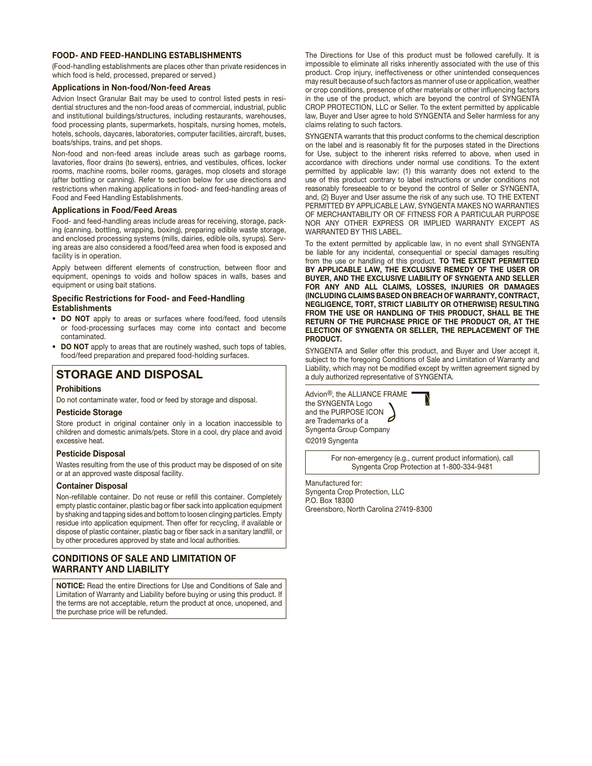### FOOD- AND FEED-HANDLING ESTABLISHMENTS

(Food-handling establishments are places other than private residences in which food is held, processed, prepared or served.)

#### Applications in Non-food/Non-feed Areas

Advion Insect Granular Bait may be used to control listed pests in residential structures and the non-food areas of commercial, industrial, public and institutional buildings/structures, including restaurants, warehouses, food processing plants, supermarkets, hospitals, nursing homes, motels, hotels, schools, daycares, laboratories, computer facilities, aircraft, buses, boats/ships, trains, and pet shops.

Non-food and non-feed areas include areas such as garbage rooms, lavatories, floor drains (to sewers), entries, and vestibules, offices, locker rooms, machine rooms, boiler rooms, garages, mop closets and storage (after bottling or canning). Refer to section below for use directions and restrictions when making applications in food- and feed-handling areas of Food and Feed Handling Establishments.

#### Applications in Food/Feed Areas

Food- and feed-handling areas include areas for receiving, storage, packing (canning, bottling, wrapping, boxing), preparing edible waste storage, and enclosed processing systems (mills, dairies, edible oils, syrups). Serving areas are also considered a food/feed area when food is exposed and facility is in operation.

Apply between different elements of construction, between floor and equipment, openings to voids and hollow spaces in walls, bases and equipment or using bait stations.

#### Specific Restrictions for Food- and Feed-Handling Establishments

- **DO NOT** apply to areas or surfaces where food/feed, food utensils or food-processing surfaces may come into contact and become contaminated.
- **DO NOT** apply to areas that are routinely washed, such tops of tables, food/feed preparation and prepared food-holding surfaces.

## STORAGE AND DISPOSAL

#### Prohibitions

Do not contaminate water, food or feed by storage and disposal.

#### Pesticide Storage

Store product in original container only in a location inaccessible to children and domestic animals/pets. Store in a cool, dry place and avoid excessive heat.

#### Pesticide Disposal

Wastes resulting from the use of this product may be disposed of on site or at an approved waste disposal facility.

#### Container Disposal

Non-refillable container. Do not reuse or refill this container. Completely empty plastic container, plastic bag or fiber sack into application equipment by shaking and tapping sides and bottom to loosen clinging particles. Empty residue into application equipment. Then offer for recycling, if available or dispose of plastic container, plastic bag or fiber sack in a sanitary landfill, or by other procedures approved by state and local authorities.

### CONDITIONS OF SALE AND LIMITATION OF WARRANTY AND LIABILITY

**NOTICE:** Read the entire Directions for Use and Conditions of Sale and Limitation of Warranty and Liability before buying or using this product. If the terms are not acceptable, return the product at once, unopened, and the purchase price will be refunded.

The Directions for Use of this product must be followed carefully. It is impossible to eliminate all risks inherently associated with the use of this product. Crop injury, ineffectiveness or other unintended consequences may result because of such factors as manner of use or application, weather or crop conditions, presence of other materials or other influencing factors in the use of the product, which are beyond the control of SYNGENTA CROP PROTECTION, LLC or Seller. To the extent permitted by applicable law, Buyer and User agree to hold SYNGENTA and Seller harmless for any claims relating to such factors.

SYNGENTA warrants that this product conforms to the chemical description on the label and is reasonably fit for the purposes stated in the Directions for Use, subject to the inherent risks referred to above, when used in accordance with directions under normal use conditions. To the extent permitted by applicable law: (1) this warranty does not extend to the use of this product contrary to label instructions or under conditions not reasonably foreseeable to or beyond the control of Seller or SYNGENTA, and, (2) Buyer and User assume the risk of any such use. TO THE EXTENT PERMITTED BY APPLICABLE LAW, SYNGENTA MAKES NO WARRANTIES OF MERCHANTABILITY OR OF FITNESS FOR A PARTICULAR PURPOSE NOR ANY OTHER EXPRESS OR IMPLIED WARRANTY EXCEPT AS WARRANTED BY THIS LABEL.

To the extent permitted by applicable law, in no event shall SYNGENTA be liable for any incidental, consequential or special damages resulting from the use or handling of this product. **TO THE EXTENT PERMITTED BY APPLICABLE LAW, THE EXCLUSIVE REMEDY OF THE USER OR BUYER, AND THE EXCLUSIVE LIABILITY OF SYNGENTA AND SELLER FOR ANY AND ALL CLAIMS, LOSSES, INJURIES OR DAMAGES (INCLUDING CLAIMS BASED ON BREACH OF WARRANTY, CONTRACT, NEGLIGENCE, TORT, STRICT LIABILITY OR OTHERWISE) RESULTING FROM THE USE OR HANDLING OF THIS PRODUCT, SHALL BE THE RETURN OF THE PURCHASE PRICE OF THE PRODUCT OR, AT THE ELECTION OF SYNGENTA OR SELLER, THE REPLACEMENT OF THE PRODUCT.**

SYNGENTA and Seller offer this product, and Buyer and User accept it, subject to the foregoing Conditions of Sale and Limitation of Warranty and Liability, which may not be modified except by written agreement signed by a duly authorized representative of SYNGENTA.

Advion®, the ALLIANCE FRAME the SYNGENTA Logo and the PURPOSE ICON are Trademarks of a Syngenta Group Company

©2019 Syngenta

For non-emergency (e.g., current product information), call Syngenta Crop Protection at 1-800-334-9481

Manufactured for:
Syngenta Crop Protection, LLC
P.O. Box 18300
Greensboro, North Carolina 27419-8300